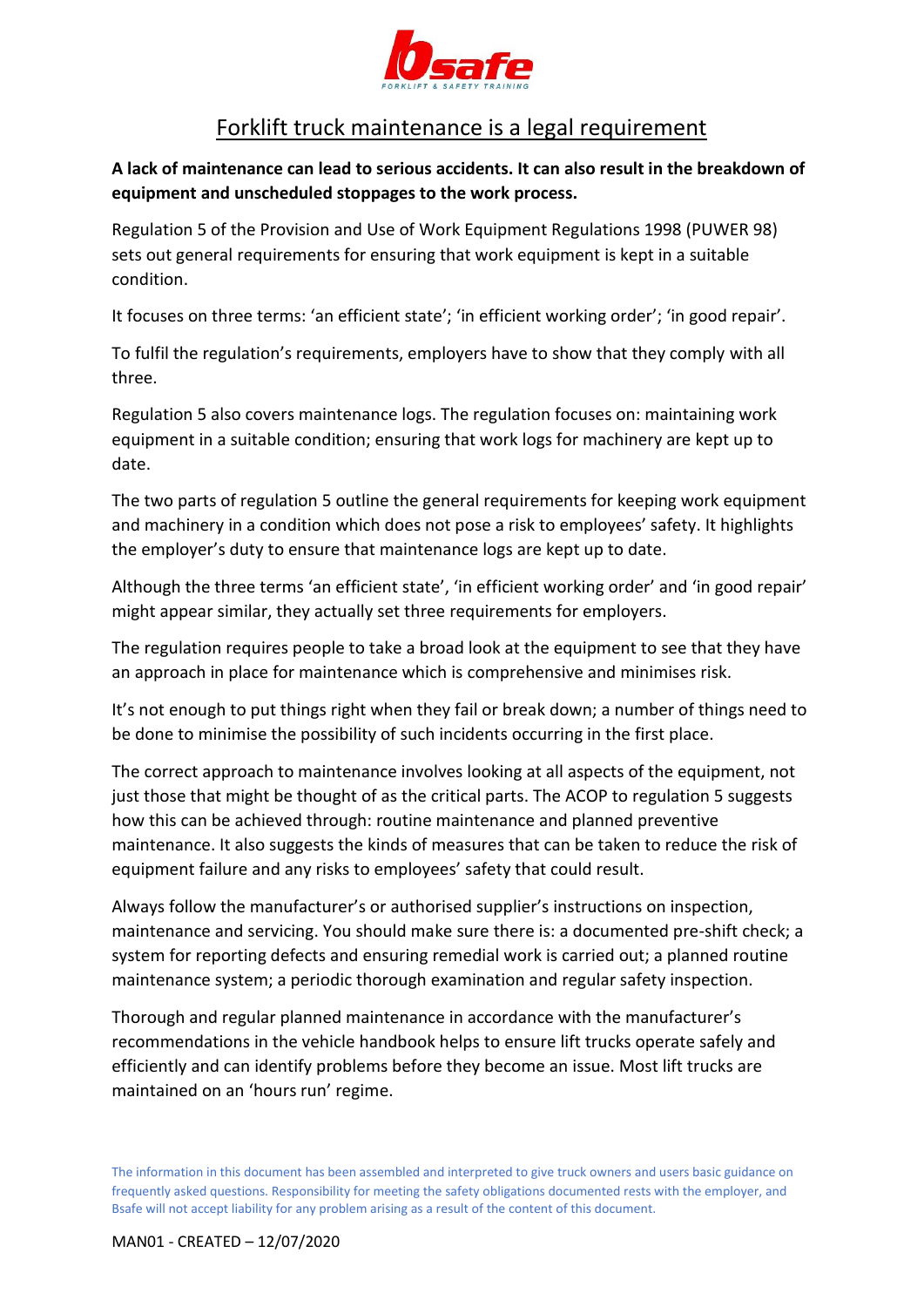# Forklift truck maintenance is a legal requirement

**A lack of maintenance can lead to serious accidents. It can also result in the breakdown of equipment and unscheduled stoppages to the work process.**

Regulation 5 of the Provision and Use of Work Equipment Regulations 1998 (PUWER 98) sets out general requirements for ensuring that work equipment is kept in a suitable condition.

It focuses on three terms: 'an efficient state'; 'in efficient working order'; 'in good repair'.

To fulfil the regulation's requirements, employers have to show that they comply with all three.

Regulation 5 also covers maintenance logs. The regulation focuses on: maintaining work equipment in a suitable condition; ensuring that work logs for machinery are kept up to date.

The two parts of regulation 5 outline the general requirements for keeping work equipment and machinery in a condition which does not pose a risk to employees' safety. It highlights the employer's duty to ensure that maintenance logs are kept up to date.

Although the three terms 'an efficient state', 'in efficient working order' and 'in good repair' might appear similar, they actually set three requirements for employers.

The regulation requires people to take a broad look at the equipment to see that they have an approach in place for maintenance which is comprehensive and minimises risk.

It's not enough to put things right when they fail or break down; a number of things need to be done to minimise the possibility of such incidents occurring in the first place.

The correct approach to maintenance involves looking at all aspects of the equipment, not just those that might be thought of as the critical parts. The ACOP to regulation 5 suggests how this can be achieved through: routine maintenance and planned preventive maintenance. It also suggests the kinds of measures that can be taken to reduce the risk of equipment failure and any risks to employees' safety that could result.

Always follow the manufacturer's or authorised supplier's instructions on inspection, maintenance and servicing. You should make sure there is: a documented pre-shift check; a system for reporting defects and ensuring remedial work is carried out; a planned routine maintenance system; a periodic thorough examination and regular safety inspection.

Thorough and regular planned maintenance in accordance with the manufacturer's recommendations in the vehicle handbook helps to ensure lift trucks operate safely and efficiently and can identify problems before they become an issue. Most lift trucks are maintained on an 'hours run' regime.

The information in this document has been assembled and interpreted to give truck owners and users basic guidance on frequently asked questions. Responsibility for meeting the safety obligations documented rests with the employer, and Bsafe will not accept liability for any problem arising as a result of the content of this document.

MAN01 - CREATED – 12/07/2020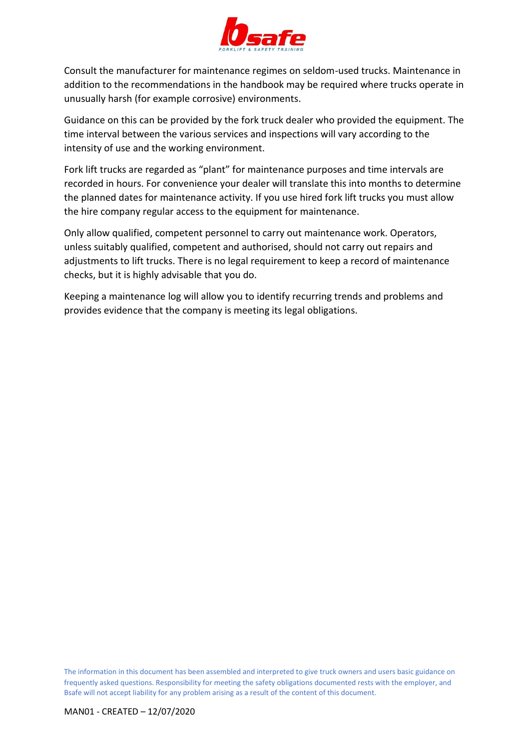Consult the manufacturer for maintenance regimes on seldom-used trucks. Maintenance in addition to the recommendations in the handbook may be required where trucks operate in unusually harsh (for example corrosive) environments.

Guidance on this can be provided by the fork truck dealer who provided the equipment. The time interval between the various services and inspections will vary according to the intensity of use and the working environment.

Fork lift trucks are regarded as "plant" for maintenance purposes and time intervals are recorded in hours. For convenience your dealer will translate this into months to determine the planned dates for maintenance activity. If you use hired fork lift trucks you must allow the hire company regular access to the equipment for maintenance.

Only allow qualified, competent personnel to carry out maintenance work. Operators, unless suitably qualified, competent and authorised, should not carry out repairs and adjustments to lift trucks. There is no legal requirement to keep a record of maintenance checks, but it is highly advisable that you do.

Keeping a maintenance log will allow you to identify recurring trends and problems and provides evidence that the company is meeting its legal obligations.

The information in this document has been assembled and interpreted to give truck owners and users basic guidance on frequently asked questions. Responsibility for meeting the safety obligations documented rests with the employer, and Bsafe will not accept liability for any problem arising as a result of the content of this document.

MAN01 - CREATED – 12/07/2020